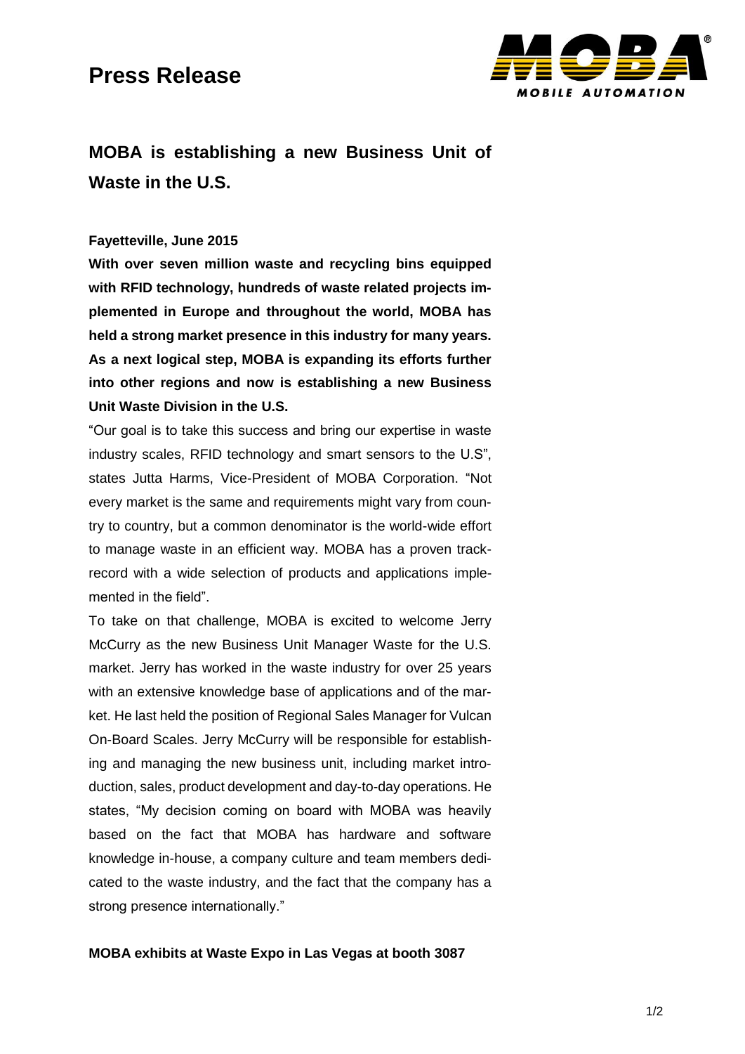# Press Release

## MOBA is establishing a new Business Unit of Waste in the U.S.

**Fayetteville, June 2015**

**With over seven million waste and recycling bins equipped with RFID technology, hundreds of waste related projects implemented in Europe and throughout the world, MOBA has held a strong market presence in this industry for many years. As a next logical step, MOBA is expanding its efforts further into other regions and now is establishing a new Business Unit Waste Division in the U.S.**

"Our goal is to take this success and bring our expertise in waste industry scales, RFID technology and smart sensors to the U.S", states Jutta Harms, Vice-President of MOBA Corporation. "Not every market is the same and requirements might vary from country to country, but a common denominator is the world-wide effort to manage waste in an efficient way. MOBA has a proven track-record with a wide selection of products and applications implemented in the field".

To take on that challenge, MOBA is excited to welcome Jerry McCurry as the new Business Unit Manager Waste for the U.S. market. Jerry has worked in the waste industry for over 25 years with an extensive knowledge base of applications and of the market. He last held the position of Regional Sales Manager for Vulcan On-Board Scales. Jerry McCurry will be responsible for establishing and managing the new business unit, including market introduction, sales, product development and day-to-day operations. He states, "My decision coming on board with MOBA was heavily based on the fact that MOBA has hardware and software knowledge in-house, a company culture and team members dedicated to the waste industry, and the fact that the company has a strong presence internationally."

**MOBA exhibits at Waste Expo in Las Vegas at booth 3087**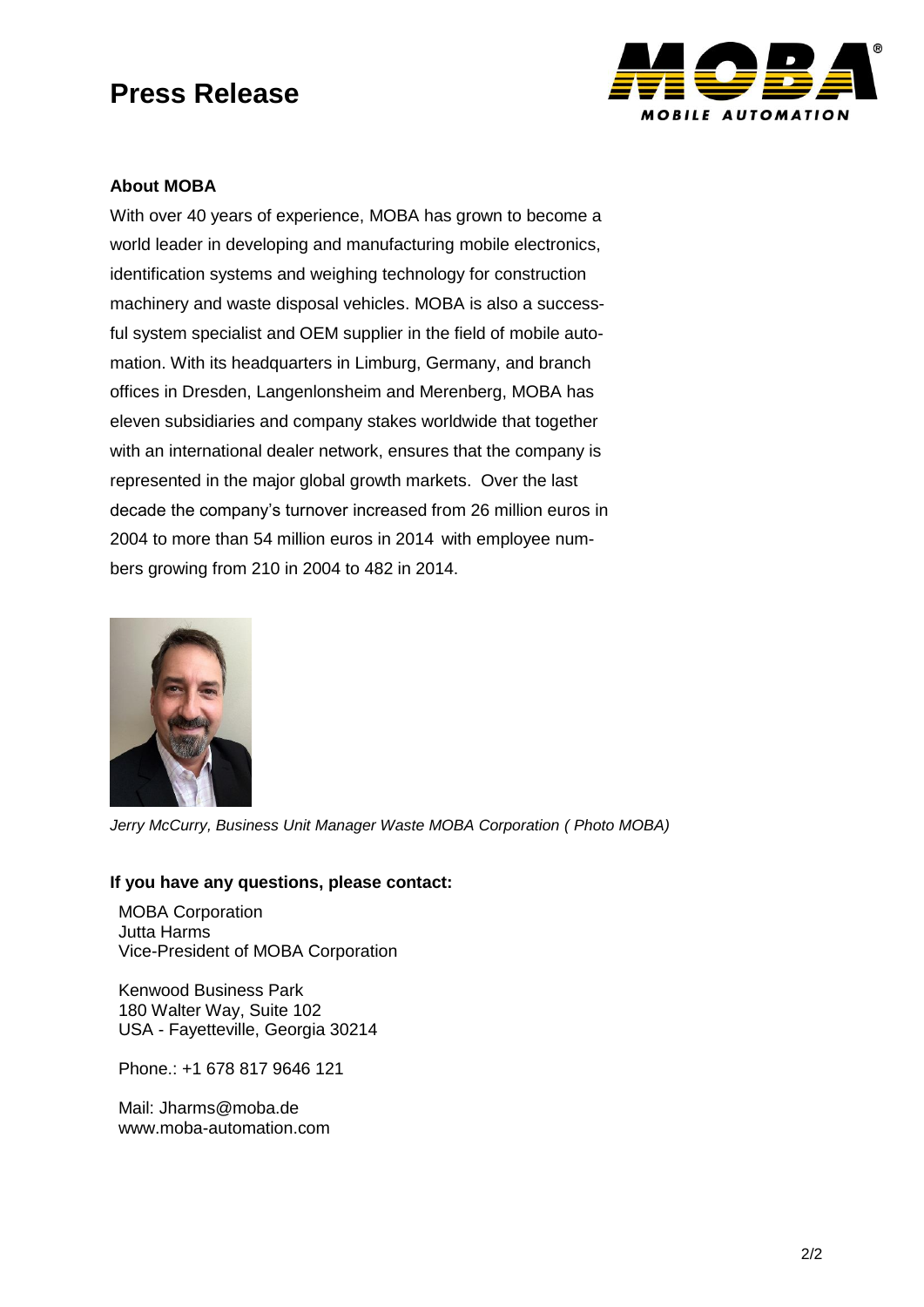# Press Release

## About MOBA

With over 40 years of experience, MOBA has grown to become a world leader in developing and manufacturing mobile electronics, identification systems and weighing technology for construction machinery and waste disposal vehicles. MOBA is also a successful system specialist and OEM supplier in the field of mobile automation. With its headquarters in Limburg, Germany, and branch offices in Dresden, Langenlonsheim and Merenberg, MOBA has eleven subsidiaries and company stakes worldwide that together with an international dealer network, ensures that the company is represented in the major global growth markets. Over the last decade the company's turnover increased from 26 million euros in 2004 to more than 54 million euros in 2014 with employee numbers growing from 210 in 2004 to 482 in 2014.

*Jerry McCurry, Business Unit Manager Waste MOBA Corporation ( Photo MOBA)*

**If you have any questions, please contact:**

MOBA Corporation
Jutta Harms
Vice-President of MOBA Corporation

Kenwood Business Park
180 Walter Way, Suite 102
USA - Fayetteville, Georgia 30214

Phone.: +1 678 817 9646 121

Mail: Jharms@moba.de
www.moba-automation.com